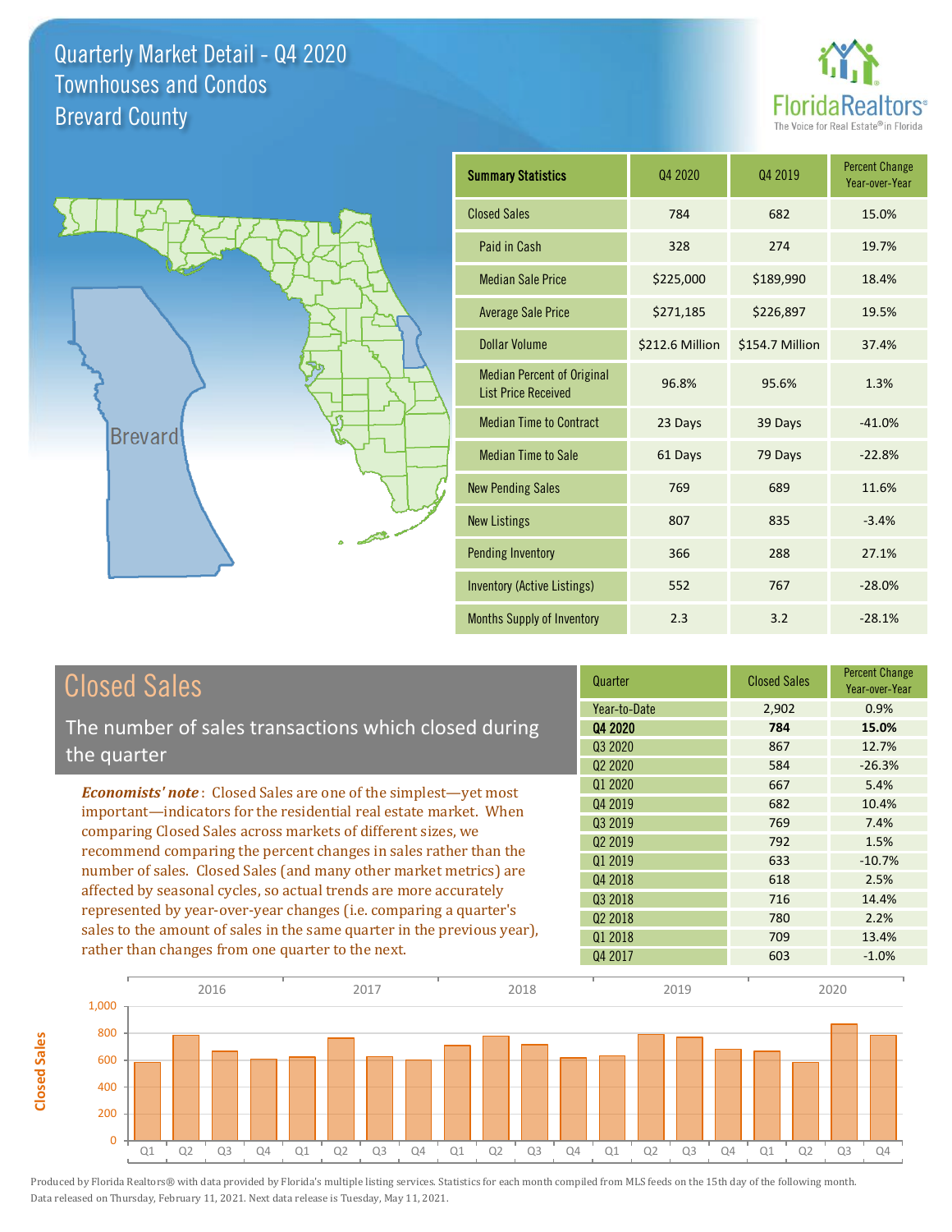# Quarterly Market Detail - Q4 2020
## Townhouses and Condos
## Brevard County

FloridaRealtors® The Voice for Real Estate® in Florida

| Summary Statistics | Q4 2020 | Q4 2019 | Percent Change Year-over-Year |
|---|---|---|---|
| Closed Sales | 784 | 682 | 15.0% |
| Paid in Cash | 328 | 274 | 19.7% |
| Median Sale Price | $225,000 | $189,990 | 18.4% |
| Average Sale Price | $271,185 | $226,897 | 19.5% |
| Dollar Volume | $212.6 Million | $154.7 Million | 37.4% |
| Median Percent of Original List Price Received | 96.8% | 95.6% | 1.3% |
| Median Time to Contract | 23 Days | 39 Days | -41.0% |
| Median Time to Sale | 61 Days | 79 Days | -22.8% |
| New Pending Sales | 769 | 689 | 11.6% |
| New Listings | 807 | 835 | -3.4% |
| Pending Inventory | 366 | 288 | 27.1% |
| Inventory (Active Listings) | 552 | 767 | -28.0% |
| Months Supply of Inventory | 2.3 | 3.2 | -28.1% |

## Closed Sales

The number of sales transactions which closed during the quarter

***Economists' note***: Closed Sales are one of the simplest—yet most important—indicators for the residential real estate market. When comparing Closed Sales across markets of different sizes, we recommend comparing the percent changes in sales rather than the number of sales. Closed Sales (and many other market metrics) are affected by seasonal cycles, so actual trends are more accurately represented by year-over-year changes (i.e. comparing a quarter's sales to the amount of sales in the same quarter in the previous year), rather than changes from one quarter to the next.

| Quarter | Closed Sales | Percent Change Year-over-Year |
|---|---|---|
| Year-to-Date | 2,902 | 0.9% |
| **Q4 2020** | **784** | **15.0%** |
| Q3 2020 | 867 | 12.7% |
| Q2 2020 | 584 | -26.3% |
| Q1 2020 | 667 | 5.4% |
| Q4 2019 | 682 | 10.4% |
| Q3 2019 | 769 | 7.4% |
| Q2 2019 | 792 | 1.5% |
| Q1 2019 | 633 | -10.7% |
| Q4 2018 | 618 | 2.5% |
| Q3 2018 | 716 | 14.4% |
| Q2 2018 | 780 | 2.2% |
| Q1 2018 | 709 | 13.4% |
| Q4 2017 | 603 | -1.0% |

Produced by Florida Realtors® with data provided by Florida's multiple listing services. Statistics for each month compiled from MLS feeds on the 15th day of the following month. Data released on Thursday, February 11, 2021. Next data release is Tuesday, May 11, 2021.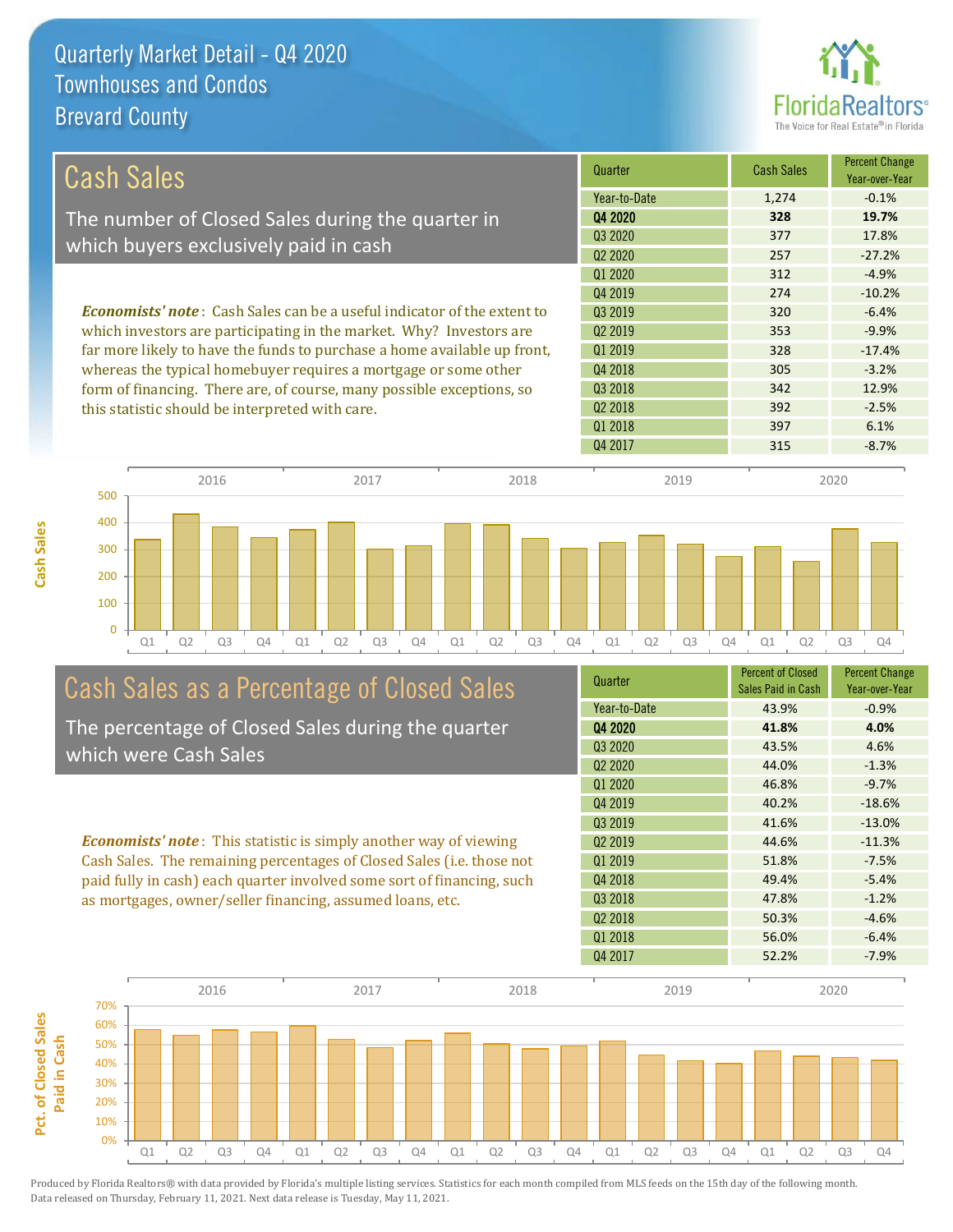# Quarterly Market Detail - Q4 2020
## Townhouses and Condos
## Brevard County

## Cash Sales

The number of Closed Sales during the quarter in which buyers exclusively paid in cash

***Economists' note***: Cash Sales can be a useful indicator of the extent to which investors are participating in the market. Why? Investors are far more likely to have the funds to purchase a home available up front, whereas the typical homebuyer requires a mortgage or some other form of financing. There are, of course, many possible exceptions, so this statistic should be interpreted with care.

| Quarter | Cash Sales | Percent Change Year-over-Year |
|---|---|---|
| Year-to-Date | 1,274 | -0.1% |
| **Q4 2020** | **328** | **19.7%** |
| Q3 2020 | 377 | 17.8% |
| Q2 2020 | 257 | -27.2% |
| Q1 2020 | 312 | -4.9% |
| Q4 2019 | 274 | -10.2% |
| Q3 2019 | 320 | -6.4% |
| Q2 2019 | 353 | -9.9% |
| Q1 2019 | 328 | -17.4% |
| Q4 2018 | 305 | -3.2% |
| Q3 2018 | 342 | 12.9% |
| Q2 2018 | 392 | -2.5% |
| Q1 2018 | 397 | 6.1% |
| Q4 2017 | 315 | -8.7% |

## Cash Sales as a Percentage of Closed Sales

The percentage of Closed Sales during the quarter which were Cash Sales

***Economists' note***: This statistic is simply another way of viewing Cash Sales. The remaining percentages of Closed Sales (i.e. those not paid fully in cash) each quarter involved some sort of financing, such as mortgages, owner/seller financing, assumed loans, etc.

| Quarter | Percent of Closed Sales Paid in Cash | Percent Change Year-over-Year |
|---|---|---|
| Year-to-Date | 43.9% | -0.9% |
| **Q4 2020** | **41.8%** | **4.0%** |
| Q3 2020 | 43.5% | 4.6% |
| Q2 2020 | 44.0% | -1.3% |
| Q1 2020 | 46.8% | -9.7% |
| Q4 2019 | 40.2% | -18.6% |
| Q3 2019 | 41.6% | -13.0% |
| Q2 2019 | 44.6% | -11.3% |
| Q1 2019 | 51.8% | -7.5% |
| Q4 2018 | 49.4% | -5.4% |
| Q3 2018 | 47.8% | -1.2% |
| Q2 2018 | 50.3% | -4.6% |
| Q1 2018 | 56.0% | -6.4% |
| Q4 2017 | 52.2% | -7.9% |

Produced by Florida Realtors® with data provided by Florida's multiple listing services. Statistics for each month compiled from MLS feeds on the 15th day of the following month. Data released on Thursday, February 11, 2021. Next data release is Tuesday, May 11, 2021.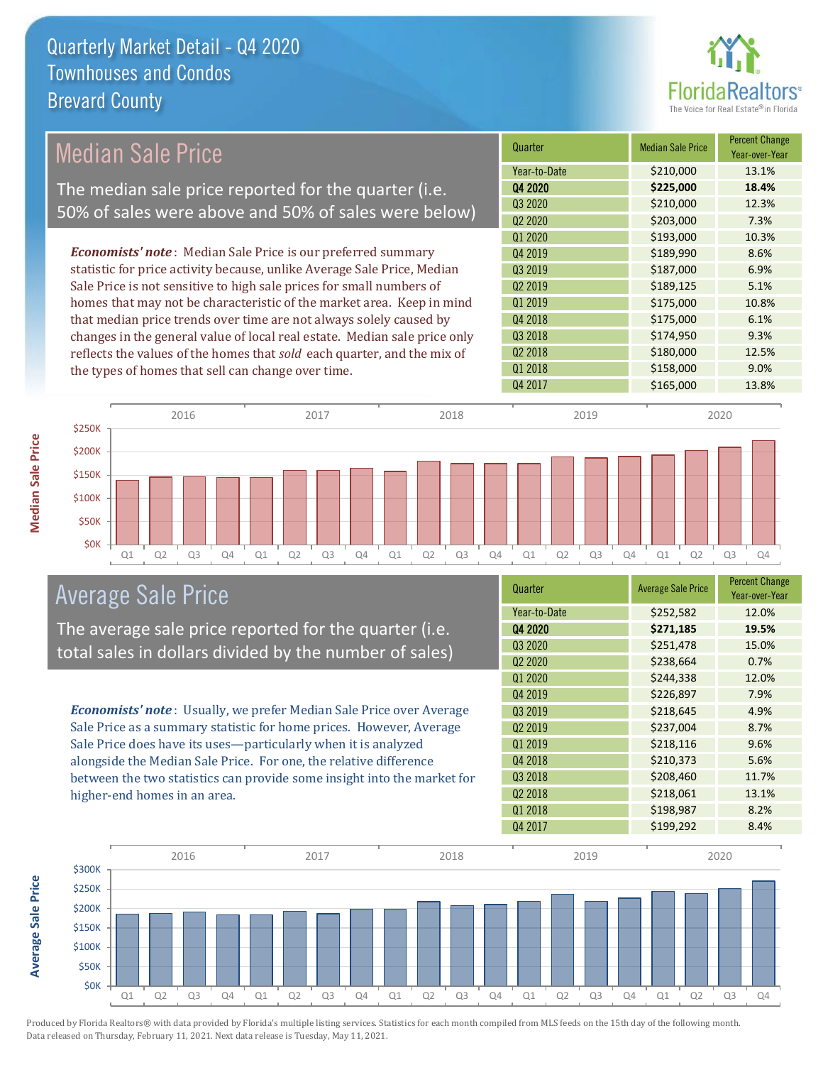# Quarterly Market Detail - Q4 2020
## Townhouses and Condos
## Brevard County

## Median Sale Price

The median sale price reported for the quarter (i.e. 50% of sales were above and 50% of sales were below)

***Economists' note***: Median Sale Price is our preferred summary statistic for price activity because, unlike Average Sale Price, Median Sale Price is not sensitive to high sale prices for small numbers of homes that may not be characteristic of the market area. Keep in mind that median price trends over time are not always solely caused by changes in the general value of local real estate. Median sale price only reflects the values of the homes that *sold* each quarter, and the mix of the types of homes that sell can change over time.

| Quarter | Median Sale Price | Percent Change Year-over-Year |
|---|---|---|
| Year-to-Date | $210,000 | 13.1% |
| **Q4 2020** | **$225,000** | **18.4%** |
| Q3 2020 | $210,000 | 12.3% |
| Q2 2020 | $203,000 | 7.3% |
| Q1 2020 | $193,000 | 10.3% |
| Q4 2019 | $189,990 | 8.6% |
| Q3 2019 | $187,000 | 6.9% |
| Q2 2019 | $189,125 | 5.1% |
| Q1 2019 | $175,000 | 10.8% |
| Q4 2018 | $175,000 | 6.1% |
| Q3 2018 | $174,950 | 9.3% |
| Q2 2018 | $180,000 | 12.5% |
| Q1 2018 | $158,000 | 9.0% |
| Q4 2017 | $165,000 | 13.8% |

## Average Sale Price

The average sale price reported for the quarter (i.e. total sales in dollars divided by the number of sales)

***Economists' note***: Usually, we prefer Median Sale Price over Average Sale Price as a summary statistic for home prices. However, Average Sale Price does have its uses—particularly when it is analyzed alongside the Median Sale Price. For one, the relative difference between the two statistics can provide some insight into the market for higher-end homes in an area.

| Quarter | Average Sale Price | Percent Change Year-over-Year |
|---|---|---|
| Year-to-Date | $252,582 | 12.0% |
| **Q4 2020** | **$271,185** | **19.5%** |
| Q3 2020 | $251,478 | 15.0% |
| Q2 2020 | $238,664 | 0.7% |
| Q1 2020 | $244,338 | 12.0% |
| Q4 2019 | $226,897 | 7.9% |
| Q3 2019 | $218,645 | 4.9% |
| Q2 2019 | $237,004 | 8.7% |
| Q1 2019 | $218,116 | 9.6% |
| Q4 2018 | $210,373 | 5.6% |
| Q3 2018 | $208,460 | 11.7% |
| Q2 2018 | $218,061 | 13.1% |
| Q1 2018 | $198,987 | 8.2% |
| Q4 2017 | $199,292 | 8.4% |

Produced by Florida Realtors® with data provided by Florida's multiple listing services. Statistics for each month compiled from MLS feeds on the 15th day of the following month. Data released on Thursday, February 11, 2021. Next data release is Tuesday, May 11, 2021.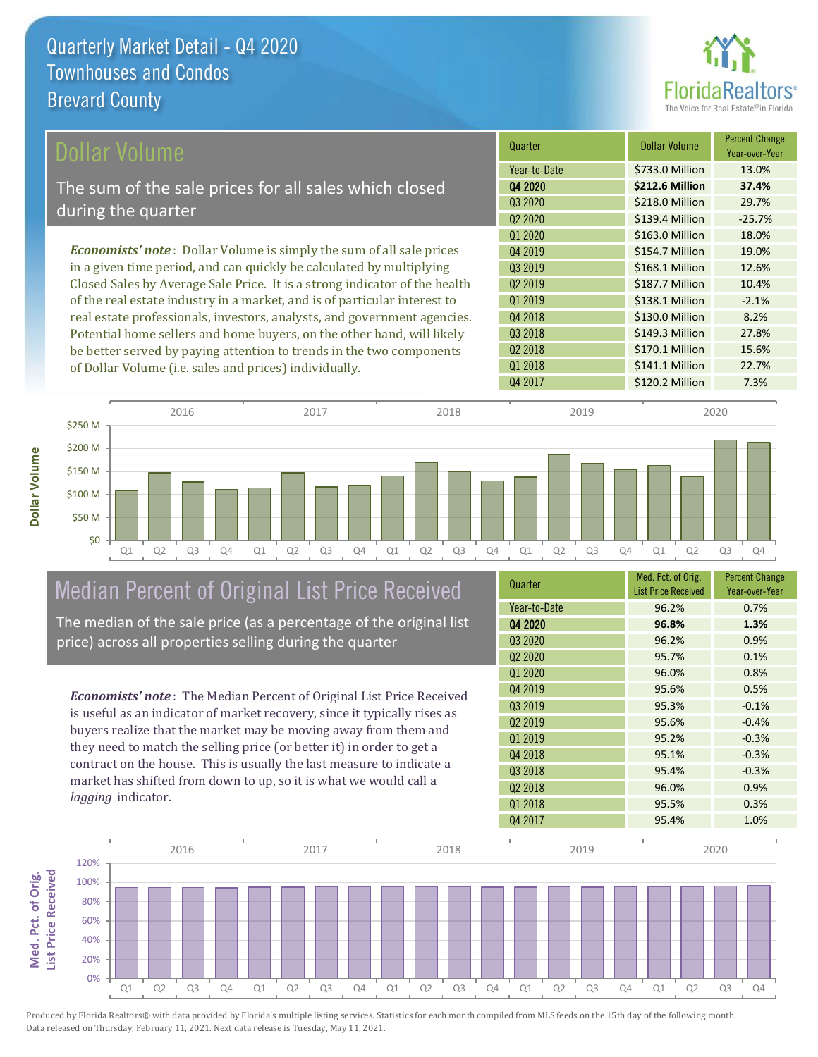# Quarterly Market Detail - Q4 2020
## Townhouses and Condos
## Brevard County

## Dollar Volume

The sum of the sale prices for all sales which closed during the quarter

***Economists' note***: Dollar Volume is simply the sum of all sale prices in a given time period, and can quickly be calculated by multiplying Closed Sales by Average Sale Price. It is a strong indicator of the health of the real estate industry in a market, and is of particular interest to real estate professionals, investors, analysts, and government agencies. Potential home sellers and home buyers, on the other hand, will likely be better served by paying attention to trends in the two components of Dollar Volume (i.e. sales and prices) individually.

| Quarter | Dollar Volume | Percent Change Year-over-Year |
|---|---|---|
| Year-to-Date | $733.0 Million | 13.0% |
| **Q4 2020** | **$212.6 Million** | **37.4%** |
| Q3 2020 | $218.0 Million | 29.7% |
| Q2 2020 | $139.4 Million | -25.7% |
| Q1 2020 | $163.0 Million | 18.0% |
| Q4 2019 | $154.7 Million | 19.0% |
| Q3 2019 | $168.1 Million | 12.6% |
| Q2 2019 | $187.7 Million | 10.4% |
| Q1 2019 | $138.1 Million | -2.1% |
| Q4 2018 | $130.0 Million | 8.2% |
| Q3 2018 | $149.3 Million | 27.8% |
| Q2 2018 | $170.1 Million | 15.6% |
| Q1 2018 | $141.1 Million | 22.7% |
| Q4 2017 | $120.2 Million | 7.3% |

## Median Percent of Original List Price Received

The median of the sale price (as a percentage of the original list price) across all properties selling during the quarter

***Economists' note***: The Median Percent of Original List Price Received is useful as an indicator of market recovery, since it typically rises as buyers realize that the market may be moving away from them and they need to match the selling price (or better it) in order to get a contract on the house. This is usually the last measure to indicate a market has shifted from down to up, so it is what we would call a *lagging* indicator.

| Quarter | Med. Pct. of Orig. List Price Received | Percent Change Year-over-Year |
|---|---|---|
| Year-to-Date | 96.2% | 0.7% |
| **Q4 2020** | **96.8%** | **1.3%** |
| Q3 2020 | 96.2% | 0.9% |
| Q2 2020 | 95.7% | 0.1% |
| Q1 2020 | 96.0% | 0.8% |
| Q4 2019 | 95.6% | 0.5% |
| Q3 2019 | 95.3% | -0.1% |
| Q2 2019 | 95.6% | -0.4% |
| Q1 2019 | 95.2% | -0.3% |
| Q4 2018 | 95.1% | -0.3% |
| Q3 2018 | 95.4% | -0.3% |
| Q2 2018 | 96.0% | 0.9% |
| Q1 2018 | 95.5% | 0.3% |
| Q4 2017 | 95.4% | 1.0% |

Produced by Florida Realtors® with data provided by Florida's multiple listing services. Statistics for each month compiled from MLS feeds on the 15th day of the following month. Data released on Thursday, February 11, 2021. Next data release is Tuesday, May 11, 2021.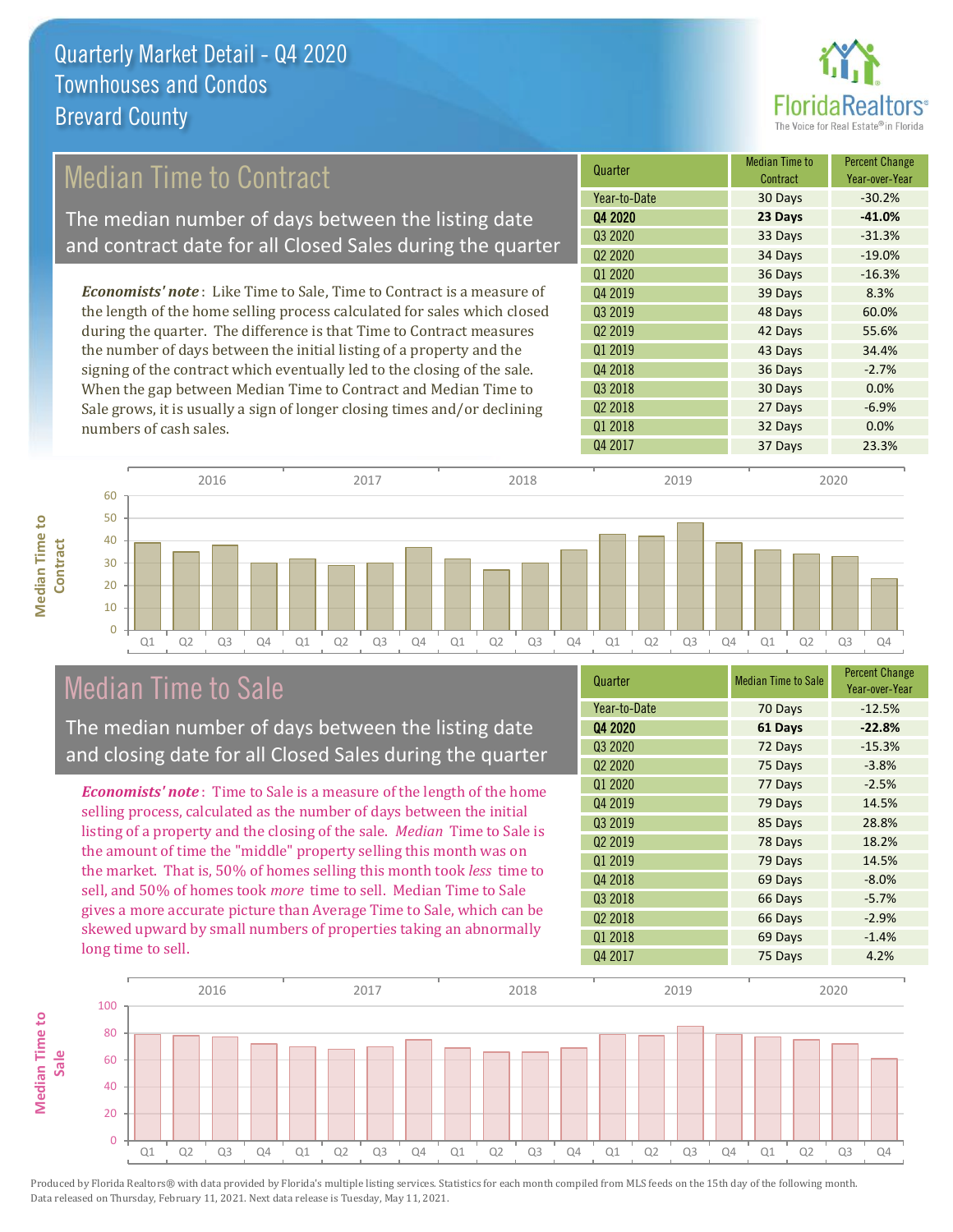# Quarterly Market Detail - Q4 2020
## Townhouses and Condos
## Brevard County

## Median Time to Contract

The median number of days between the listing date and contract date for all Closed Sales during the quarter

*Economists' note*: Like Time to Sale, Time to Contract is a measure of the length of the home selling process calculated for sales which closed during the quarter. The difference is that Time to Contract measures the number of days between the initial listing of a property and the signing of the contract which eventually led to the closing of the sale. When the gap between Median Time to Contract and Median Time to Sale grows, it is usually a sign of longer closing times and/or declining numbers of cash sales.

| Quarter | Median Time to Contract | Percent Change Year-over-Year |
|---|---|---|
| Year-to-Date | 30 Days | -30.2% |
| **Q4 2020** | **23 Days** | **-41.0%** |
| Q3 2020 | 33 Days | -31.3% |
| Q2 2020 | 34 Days | -19.0% |
| Q1 2020 | 36 Days | -16.3% |
| Q4 2019 | 39 Days | 8.3% |
| Q3 2019 | 48 Days | 60.0% |
| Q2 2019 | 42 Days | 55.6% |
| Q1 2019 | 43 Days | 34.4% |
| Q4 2018 | 36 Days | -2.7% |
| Q3 2018 | 30 Days | 0.0% |
| Q2 2018 | 27 Days | -6.9% |
| Q1 2018 | 32 Days | 0.0% |
| Q4 2017 | 37 Days | 23.3% |

## Median Time to Sale

The median number of days between the listing date and closing date for all Closed Sales during the quarter

*Economists' note*: Time to Sale is a measure of the length of the home selling process, calculated as the number of days between the initial listing of a property and the closing of the sale. *Median* Time to Sale is the amount of time the "middle" property selling this month was on the market. That is, 50% of homes selling this month took *less* time to sell, and 50% of homes took *more* time to sell. Median Time to Sale gives a more accurate picture than Average Time to Sale, which can be skewed upward by small numbers of properties taking an abnormally long time to sell.

| Quarter | Median Time to Sale | Percent Change Year-over-Year |
|---|---|---|
| Year-to-Date | 70 Days | -12.5% |
| **Q4 2020** | **61 Days** | **-22.8%** |
| Q3 2020 | 72 Days | -15.3% |
| Q2 2020 | 75 Days | -3.8% |
| Q1 2020 | 77 Days | -2.5% |
| Q4 2019 | 79 Days | 14.5% |
| Q3 2019 | 85 Days | 28.8% |
| Q2 2019 | 78 Days | 18.2% |
| Q1 2019 | 79 Days | 14.5% |
| Q4 2018 | 69 Days | -8.0% |
| Q3 2018 | 66 Days | -5.7% |
| Q2 2018 | 66 Days | -2.9% |
| Q1 2018 | 69 Days | -1.4% |
| Q4 2017 | 75 Days | 4.2% |

Produced by Florida Realtors® with data provided by Florida's multiple listing services. Statistics for each month compiled from MLS feeds on the 15th day of the following month. Data released on Thursday, February 11, 2021. Next data release is Tuesday, May 11, 2021.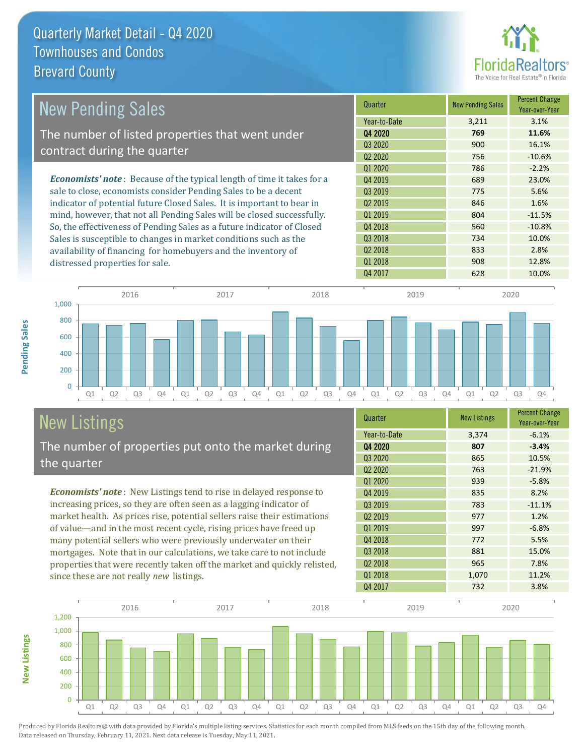# Quarterly Market Detail - Q4 2020
## Townhouses and Condos
## Brevard County

## New Pending Sales

The number of listed properties that went under contract during the quarter

*Economists' note*: Because of the typical length of time it takes for a sale to close, economists consider Pending Sales to be a decent indicator of potential future Closed Sales. It is important to bear in mind, however, that not all Pending Sales will be closed successfully. So, the effectiveness of Pending Sales as a future indicator of Closed Sales is susceptible to changes in market conditions such as the availability of financing for homebuyers and the inventory of distressed properties for sale.

| Quarter | New Pending Sales | Percent Change Year-over-Year |
|---|---|---|
| Year-to-Date | 3,211 | 3.1% |
| **Q4 2020** | **769** | **11.6%** |
| Q3 2020 | 900 | 16.1% |
| Q2 2020 | 756 | -10.6% |
| Q1 2020 | 786 | -2.2% |
| Q4 2019 | 689 | 23.0% |
| Q3 2019 | 775 | 5.6% |
| Q2 2019 | 846 | 1.6% |
| Q1 2019 | 804 | -11.5% |
| Q4 2018 | 560 | -10.8% |
| Q3 2018 | 734 | 10.0% |
| Q2 2018 | 833 | 2.8% |
| Q1 2018 | 908 | 12.8% |
| Q4 2017 | 628 | 10.0% |

## New Listings

The number of properties put onto the market during the quarter

*Economists' note*: New Listings tend to rise in delayed response to increasing prices, so they are often seen as a lagging indicator of market health. As prices rise, potential sellers raise their estimations of value—and in the most recent cycle, rising prices have freed up many potential sellers who were previously underwater on their mortgages. Note that in our calculations, we take care to not include properties that were recently taken off the market and quickly relisted, since these are not really *new* listings.

| Quarter | New Listings | Percent Change Year-over-Year |
|---|---|---|
| Year-to-Date | 3,374 | -6.1% |
| **Q4 2020** | **807** | **-3.4%** |
| Q3 2020 | 865 | 10.5% |
| Q2 2020 | 763 | -21.9% |
| Q1 2020 | 939 | -5.8% |
| Q4 2019 | 835 | 8.2% |
| Q3 2019 | 783 | -11.1% |
| Q2 2019 | 977 | 1.2% |
| Q1 2019 | 997 | -6.8% |
| Q4 2018 | 772 | 5.5% |
| Q3 2018 | 881 | 15.0% |
| Q2 2018 | 965 | 7.8% |
| Q1 2018 | 1,070 | 11.2% |
| Q4 2017 | 732 | 3.8% |

Produced by Florida Realtors® with data provided by Florida's multiple listing services. Statistics for each month compiled from MLS feeds on the 15th day of the following month. Data released on Thursday, February 11, 2021. Next data release is Tuesday, May 11, 2021.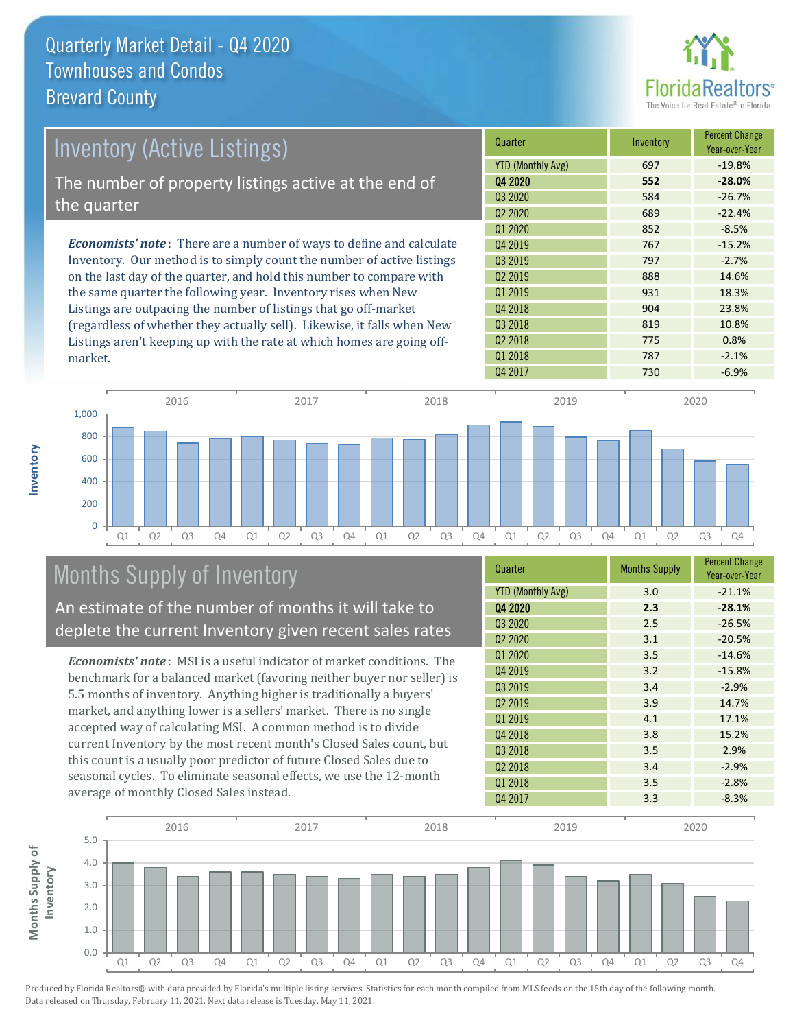# Quarterly Market Detail - Q4 2020
## Townhouses and Condos
## Brevard County

## Inventory (Active Listings)

The number of property listings active at the end of the quarter

***Economists' note***: There are a number of ways to define and calculate Inventory. Our method is to simply count the number of active listings on the last day of the quarter, and hold this number to compare with the same quarter the following year. Inventory rises when New Listings are outpacing the number of listings that go off-market (regardless of whether they actually sell). Likewise, it falls when New Listings aren't keeping up with the rate at which homes are going off-market.

| Quarter | Inventory | Percent Change Year-over-Year |
|---|---|---|
| YTD (Monthly Avg) | 697 | -19.8% |
| **Q4 2020** | **552** | **-28.0%** |
| Q3 2020 | 584 | -26.7% |
| Q2 2020 | 689 | -22.4% |
| Q1 2020 | 852 | -8.5% |
| Q4 2019 | 767 | -15.2% |
| Q3 2019 | 797 | -2.7% |
| Q2 2019 | 888 | 14.6% |
| Q1 2019 | 931 | 18.3% |
| Q4 2018 | 904 | 23.8% |
| Q3 2018 | 819 | 10.8% |
| Q2 2018 | 775 | 0.8% |
| Q1 2018 | 787 | -2.1% |
| Q4 2017 | 730 | -6.9% |

## Months Supply of Inventory

An estimate of the number of months it will take to deplete the current Inventory given recent sales rates

***Economists' note***: MSI is a useful indicator of market conditions. The benchmark for a balanced market (favoring neither buyer nor seller) is 5.5 months of inventory. Anything higher is traditionally a buyers' market, and anything lower is a sellers' market. There is no single accepted way of calculating MSI. A common method is to divide current Inventory by the most recent month's Closed Sales count, but this count is a usually poor predictor of future Closed Sales due to seasonal cycles. To eliminate seasonal effects, we use the 12-month average of monthly Closed Sales instead.

| Quarter | Months Supply | Percent Change Year-over-Year |
|---|---|---|
| YTD (Monthly Avg) | 3.0 | -21.1% |
| **Q4 2020** | **2.3** | **-28.1%** |
| Q3 2020 | 2.5 | -26.5% |
| Q2 2020 | 3.1 | -20.5% |
| Q1 2020 | 3.5 | -14.6% |
| Q4 2019 | 3.2 | -15.8% |
| Q3 2019 | 3.4 | -2.9% |
| Q2 2019 | 3.9 | 14.7% |
| Q1 2019 | 4.1 | 17.1% |
| Q4 2018 | 3.8 | 15.2% |
| Q3 2018 | 3.5 | 2.9% |
| Q2 2018 | 3.4 | -2.9% |
| Q1 2018 | 3.5 | -2.8% |
| Q4 2017 | 3.3 | -8.3% |

Produced by Florida Realtors® with data provided by Florida's multiple listing services. Statistics for each month compiled from MLS feeds on the 15th day of the following month. Data released on Thursday, February 11, 2021. Next data release is Tuesday, May 11, 2021.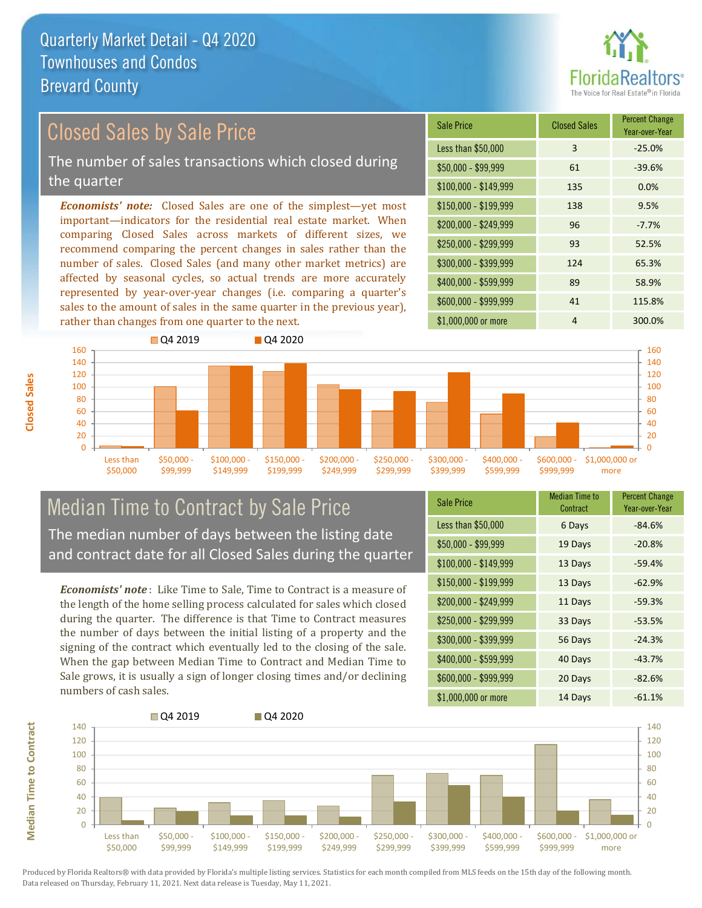# Quarterly Market Detail - Q4 2020
## Townhouses and Condos
## Brevard County

## Closed Sales by Sale Price

The number of sales transactions which closed during the quarter

*Economists' note:* Closed Sales are one of the simplest—yet most important—indicators for the residential real estate market. When comparing Closed Sales across markets of different sizes, we recommend comparing the percent changes in sales rather than the number of sales. Closed Sales (and many other market metrics) are affected by seasonal cycles, so actual trends are more accurately represented by year-over-year changes (i.e. comparing a quarter's sales to the amount of sales in the same quarter in the previous year), rather than changes from one quarter to the next.

| Sale Price | Closed Sales | Percent Change Year-over-Year |
|---|---|---|
| Less than $50,000 | 3 | -25.0% |
| $50,000 - $99,999 | 61 | -39.6% |
| $100,000 - $149,999 | 135 | 0.0% |
| $150,000 - $199,999 | 138 | 9.5% |
| $200,000 - $249,999 | 96 | -7.7% |
| $250,000 - $299,999 | 93 | 52.5% |
| $300,000 - $399,999 | 124 | 65.3% |
| $400,000 - $599,999 | 89 | 58.9% |
| $600,000 - $999,999 | 41 | 115.8% |
| $1,000,000 or more | 4 | 300.0% |

## Median Time to Contract by Sale Price

The median number of days between the listing date and contract date for all Closed Sales during the quarter

*Economists' note*: Like Time to Sale, Time to Contract is a measure of the length of the home selling process calculated for sales which closed during the quarter. The difference is that Time to Contract measures the number of days between the initial listing of a property and the signing of the contract which eventually led to the closing of the sale. When the gap between Median Time to Contract and Median Time to Sale grows, it is usually a sign of longer closing times and/or declining numbers of cash sales.

| Sale Price | Median Time to Contract | Percent Change Year-over-Year |
|---|---|---|
| Less than $50,000 | 6 Days | -84.6% |
| $50,000 - $99,999 | 19 Days | -20.8% |
| $100,000 - $149,999 | 13 Days | -59.4% |
| $150,000 - $199,999 | 13 Days | -62.9% |
| $200,000 - $249,999 | 11 Days | -59.3% |
| $250,000 - $299,999 | 33 Days | -53.5% |
| $300,000 - $399,999 | 56 Days | -24.3% |
| $400,000 - $599,999 | 40 Days | -43.7% |
| $600,000 - $999,999 | 20 Days | -82.6% |
| $1,000,000 or more | 14 Days | -61.1% |

Produced by Florida Realtors® with data provided by Florida's multiple listing services. Statistics for each month compiled from MLS feeds on the 15th day of the following month. Data released on Thursday, February 11, 2021. Next data release is Tuesday, May 11, 2021.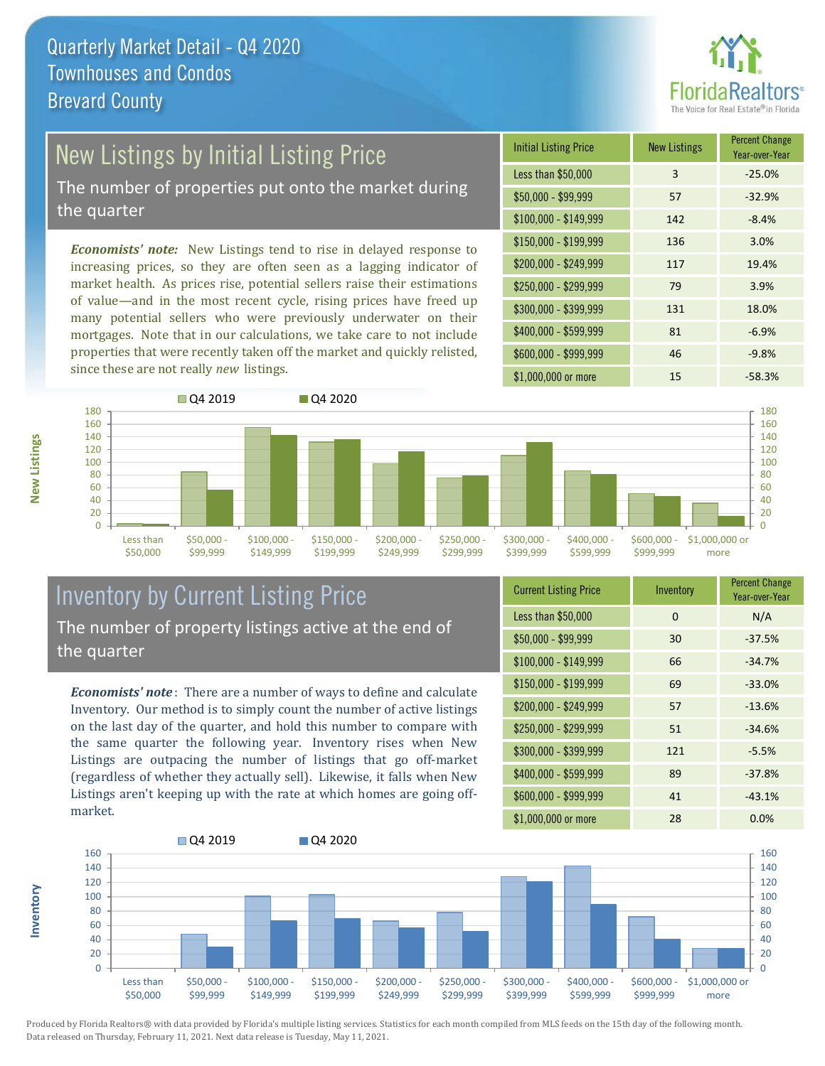# Quarterly Market Detail - Q4 2020
## Townhouses and Condos
## Brevard County

## New Listings by Initial Listing Price

The number of properties put onto the market during the quarter

*Economists' note:* New Listings tend to rise in delayed response to increasing prices, so they are often seen as a lagging indicator of market health. As prices rise, potential sellers raise their estimations of value—and in the most recent cycle, rising prices have freed up many potential sellers who were previously underwater on their mortgages. Note that in our calculations, we take care to not include properties that were recently taken off the market and quickly relisted, since these are not really *new* listings.

| Initial Listing Price | New Listings | Percent Change Year-over-Year |
|---|---|---|
| Less than $50,000 | 3 | -25.0% |
| $50,000 - $99,999 | 57 | -32.9% |
| $100,000 - $149,999 | 142 | -8.4% |
| $150,000 - $199,999 | 136 | 3.0% |
| $200,000 - $249,999 | 117 | 19.4% |
| $250,000 - $299,999 | 79 | 3.9% |
| $300,000 - $399,999 | 131 | 18.0% |
| $400,000 - $599,999 | 81 | -6.9% |
| $600,000 - $999,999 | 46 | -9.8% |
| $1,000,000 or more | 15 | -58.3% |

## Inventory by Current Listing Price

The number of property listings active at the end of the quarter

*Economists' note*: There are a number of ways to define and calculate Inventory. Our method is to simply count the number of active listings on the last day of the quarter, and hold this number to compare with the same quarter the following year. Inventory rises when New Listings are outpacing the number of listings that go off-market (regardless of whether they actually sell). Likewise, it falls when New Listings aren't keeping up with the rate at which homes are going off-market.

| Current Listing Price | Inventory | Percent Change Year-over-Year |
|---|---|---|
| Less than $50,000 | 0 | N/A |
| $50,000 - $99,999 | 30 | -37.5% |
| $100,000 - $149,999 | 66 | -34.7% |
| $150,000 - $199,999 | 69 | -33.0% |
| $200,000 - $249,999 | 57 | -13.6% |
| $250,000 - $299,999 | 51 | -34.6% |
| $300,000 - $399,999 | 121 | -5.5% |
| $400,000 - $599,999 | 89 | -37.8% |
| $600,000 - $999,999 | 41 | -43.1% |
| $1,000,000 or more | 28 | 0.0% |

Produced by Florida Realtors® with data provided by Florida's multiple listing services. Statistics for each month compiled from MLS feeds on the 15th day of the following month. Data released on Thursday, February 11, 2021. Next data release is Tuesday, May 11, 2021.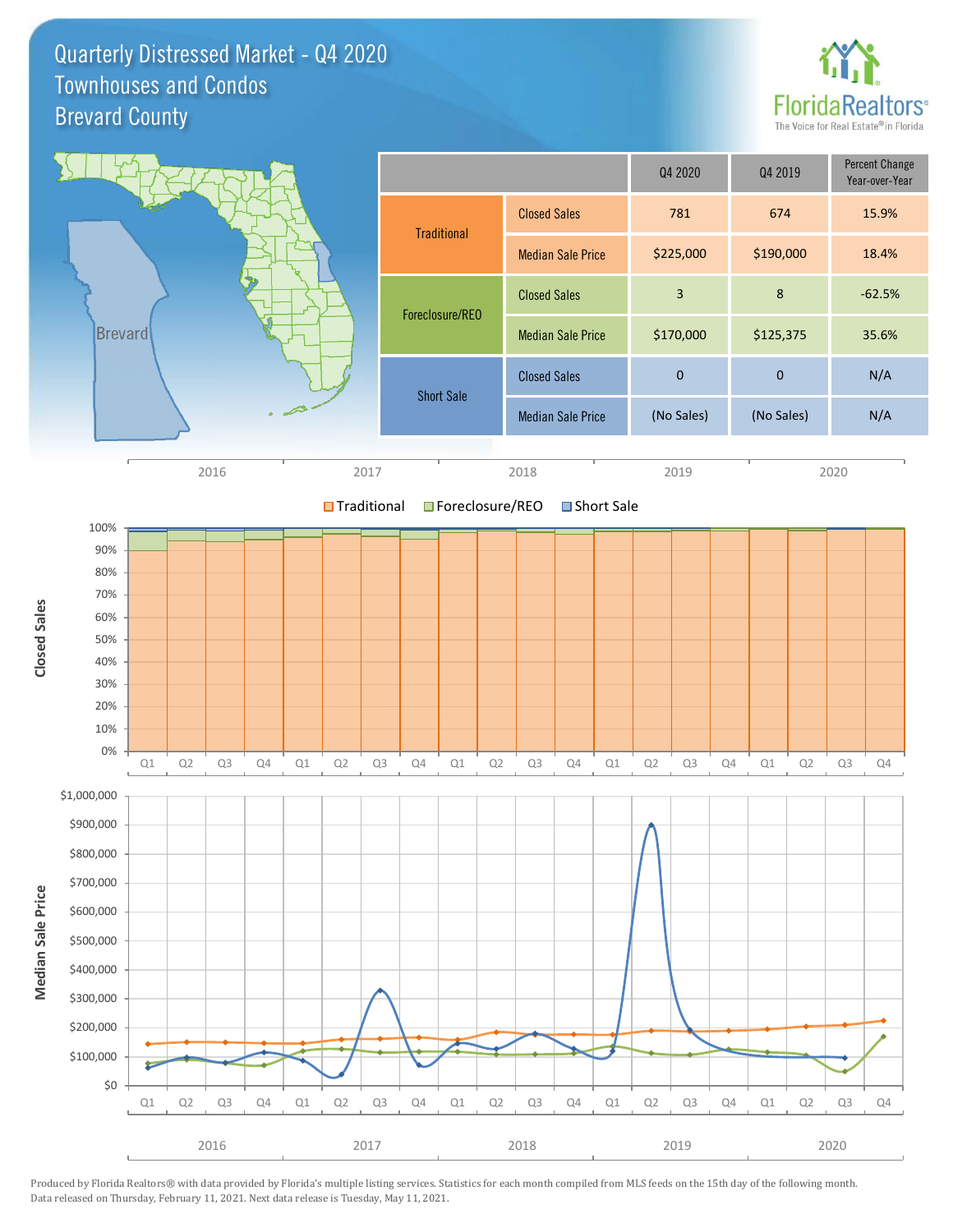# Quarterly Distressed Market - Q4 2020
## Townhouses and Condos
## Brevard County

FloridaRealtors®
The Voice for Real Estate® in Florida

Brevard

| | | Q4 2020 | Q4 2019 | Percent Change Year-over-Year |
|---|---|---|---|---|
| Traditional | Closed Sales | 781 | 674 | 15.9% |
| | Median Sale Price | $225,000 | $190,000 | 18.4% |
| Foreclosure/REO | Closed Sales | 3 | 8 | -62.5% |
| | Median Sale Price | $170,000 | $125,375 | 35.6% |
| Short Sale | Closed Sales | 0 | 0 | N/A |
| | Median Sale Price | (No Sales) | (No Sales) | N/A |

2016 2017 2018 2019 2020

Traditional Foreclosure/REO Short Sale

Closed Sales

100% 90% 80% 70% 60% 50% 40% 30% 20% 10% 0%

Q1 Q2 Q3 Q4 Q1 Q2 Q3 Q4 Q1 Q2 Q3 Q4 Q1 Q2 Q3 Q4 Q1 Q2 Q3 Q4

Median Sale Price

$1,000,000 $900,000 $800,000 $700,000 $600,000 $500,000 $400,000 $300,000 $200,000 $100,000 $0

Q1 Q2 Q3 Q4 Q1 Q2 Q3 Q4 Q1 Q2 Q3 Q4 Q1 Q2 Q3 Q4 Q1 Q2 Q3 Q4

2016 2017 2018 2019 2020

Produced by Florida Realtors® with data provided by Florida's multiple listing services. Statistics for each month compiled from MLS feeds on the 15th day of the following month. Data released on Thursday, February 11, 2021. Next data release is Tuesday, May 11, 2021.